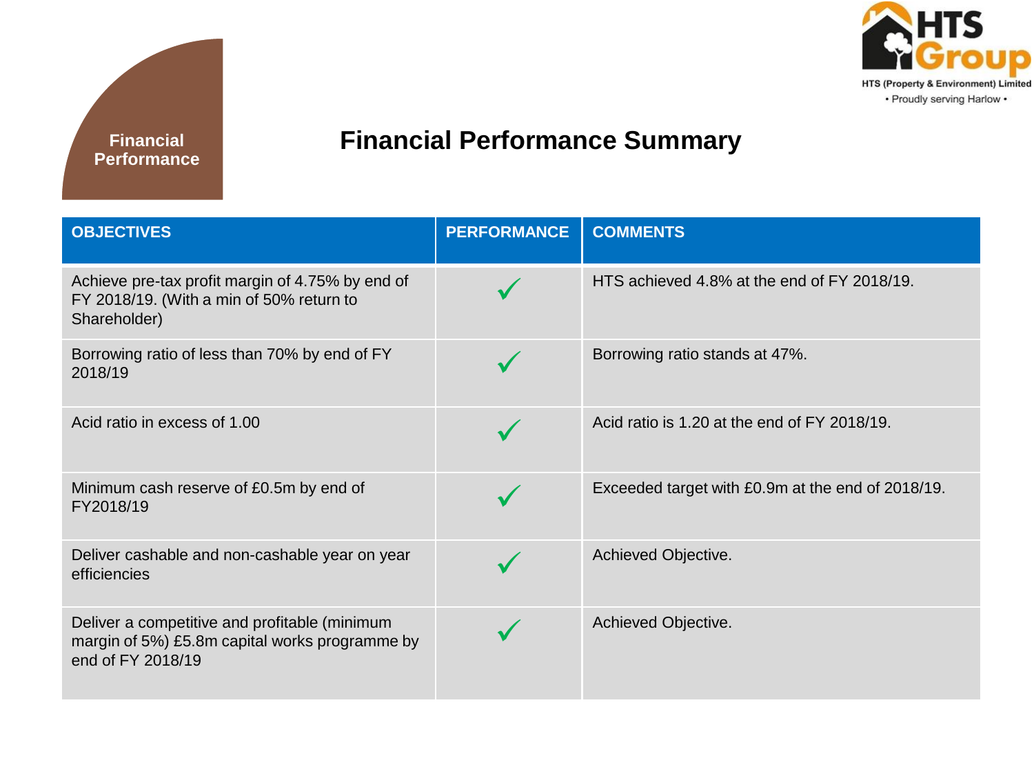HTS Group
HTS (Property & Environment) Limited
• Proudly serving Harlow •

**Financial Performance**

# Financial Performance Summary

| OBJECTIVES | PERFORMANCE | COMMENTS |
|---|---|---|
| Achieve pre-tax profit margin of 4.75% by end of FY 2018/19. (With a min of 50% return to Shareholder) | ✓ | HTS achieved 4.8% at the end of FY 2018/19. |
| Borrowing ratio of less than 70% by end of FY 2018/19 | ✓ | Borrowing ratio stands at 47%. |
| Acid ratio in excess of 1.00 | ✓ | Acid ratio is 1.20 at the end of FY 2018/19. |
| Minimum cash reserve of £0.5m by end of FY2018/19 | ✓ | Exceeded target with £0.9m at the end of 2018/19. |
| Deliver cashable and non-cashable year on year efficiencies | ✓ | Achieved Objective. |
| Deliver a competitive and profitable (minimum margin of 5%) £5.8m capital works programme by end of FY 2018/19 | ✓ | Achieved Objective. |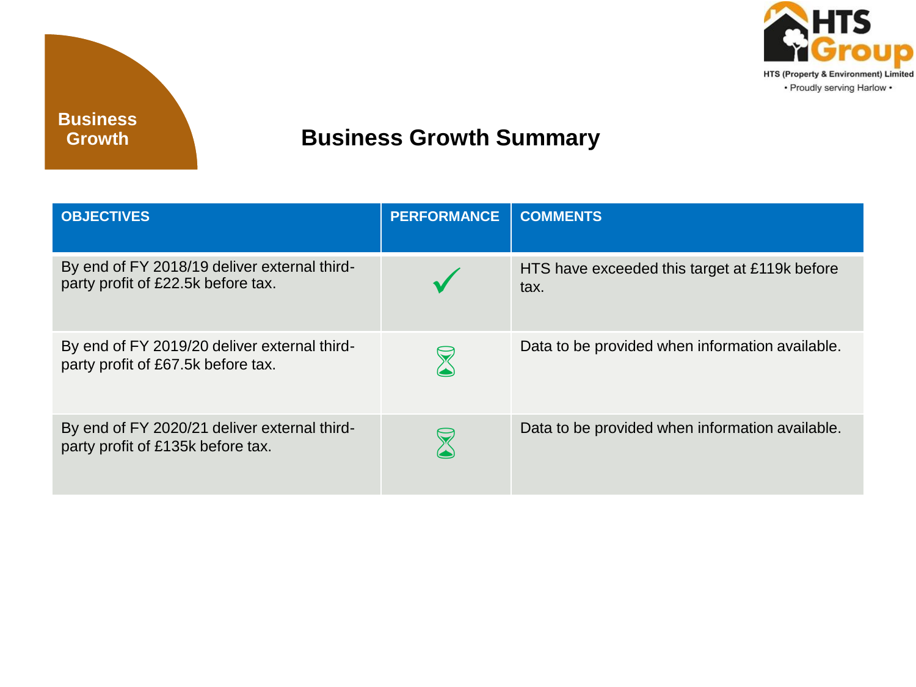Business Growth

HTS Group
HTS (Property & Environment) Limited
• Proudly serving Harlow •

# Business Growth Summary

| OBJECTIVES | PERFORMANCE | COMMENTS |
| --- | --- | --- |
| By end of FY 2018/19 deliver external third-party profit of £22.5k before tax. | ✓ | HTS have exceeded this target at £119k before tax. |
| By end of FY 2019/20 deliver external third-party profit of £67.5k before tax. | ⌛ | Data to be provided when information available. |
| By end of FY 2020/21 deliver external third-party profit of £135k before tax. | ⌛ | Data to be provided when information available. |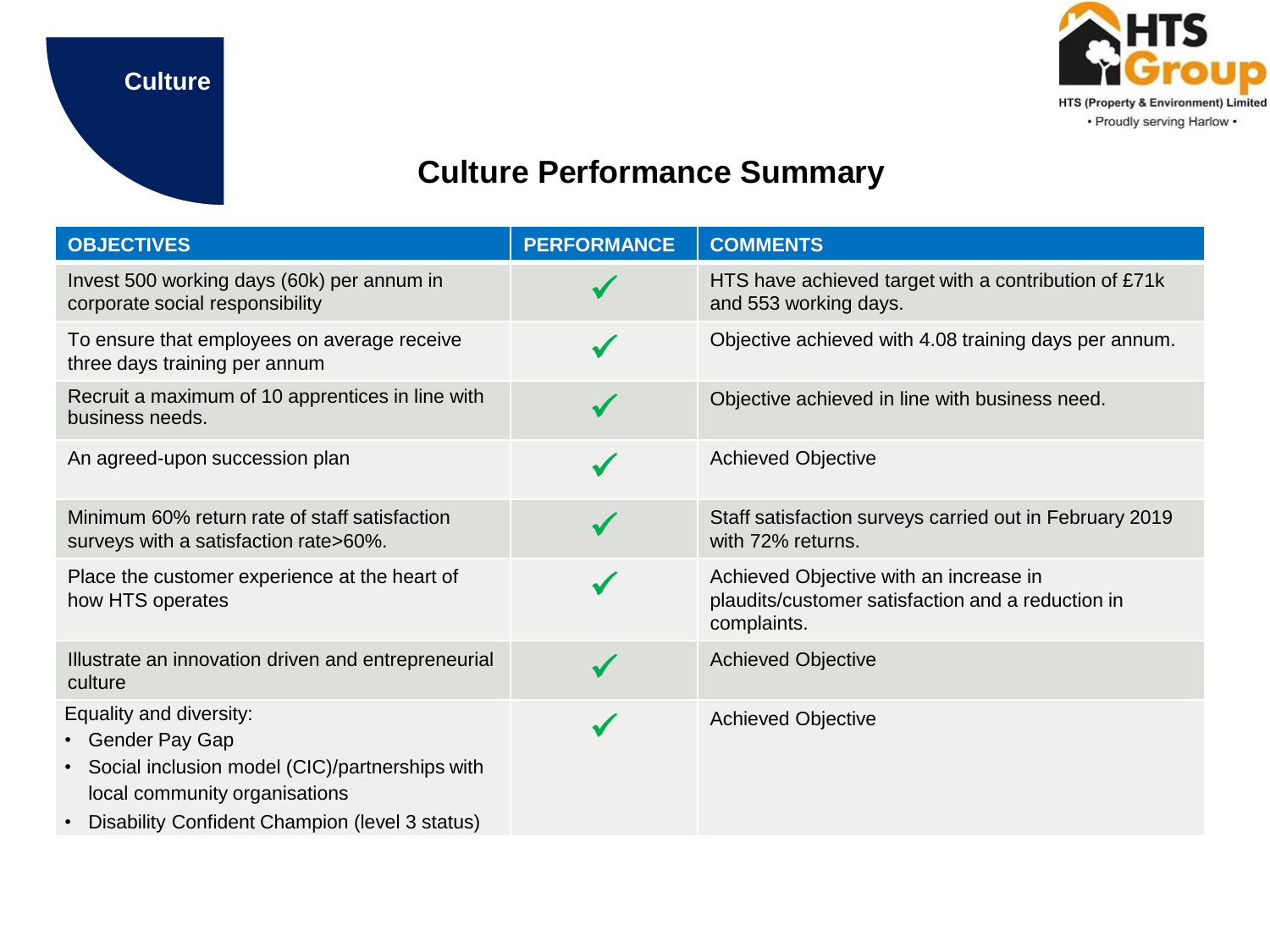Culture

HTS Group
HTS (Property & Environment) Limited
• Proudly serving Harlow •

# Culture Performance Summary

| OBJECTIVES | PERFORMANCE | COMMENTS |
|---|---|---|
| Invest 500 working days (60k) per annum in corporate social responsibility | ✓ | HTS have achieved target with a contribution of £71k and 553 working days. |
| To ensure that employees on average receive three days training per annum | ✓ | Objective achieved with 4.08 training days per annum. |
| Recruit a maximum of 10 apprentices in line with business needs. | ✓ | Objective achieved in line with business need. |
| An agreed-upon succession plan | ✓ | Achieved Objective |
| Minimum 60% return rate of staff satisfaction surveys with a satisfaction rate>60%. | ✓ | Staff satisfaction surveys carried out in February 2019 with 72% returns. |
| Place the customer experience at the heart of how HTS operates | ✓ | Achieved Objective with an increase in plaudits/customer satisfaction and a reduction in complaints. |
| Illustrate an innovation driven and entrepreneurial culture | ✓ | Achieved Objective |
| Equality and diversity: • Gender Pay Gap • Social inclusion model (CIC)/partnerships with local community organisations • Disability Confident Champion (level 3 status) | ✓ | Achieved Objective |